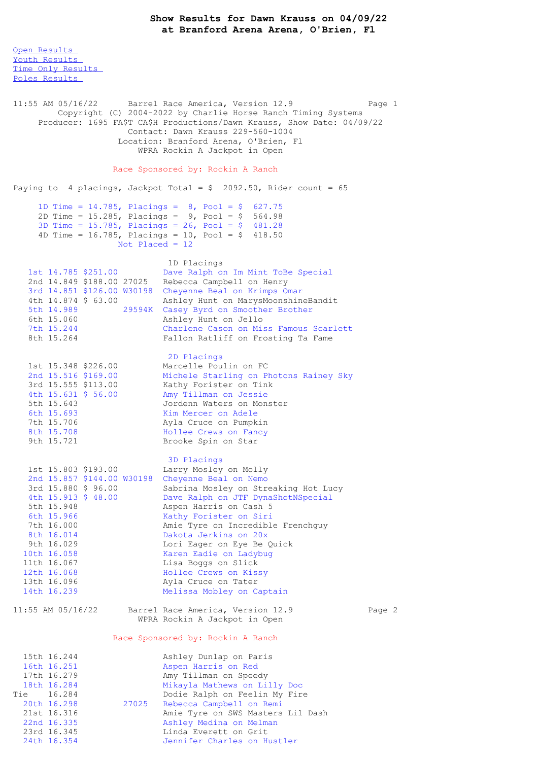# Show Results for Dawn Krauss on 04/09/22
## at Branford Arena Arena, O'Brien, Fl

Open Results
Youth Results
Time Only Results
Poles Results

```
11:55 AM 05/16/22      Barrel Race America, Version 12.9              Page 1
         Copyright (C) 2004-2022 by Charlie Horse Ranch Timing Systems
     Producer: 1695 FA$T CA$H Productions/Dawn Krauss, Show Date: 04/09/22
                        Contact: Dawn Krauss 229-560-1004
                      Location: Branford Arena, O'Brien, Fl
                           WPRA Rockin A Jackpot in Open

                      Race Sponsored by: Rockin A Ranch

Paying to  4 placings, Jackpot Total = $  2092.50, Rider count = 65

     1D Time = 14.785, Placings =  8, Pool = $  627.75
     2D Time = 15.285, Placings =  9, Pool = $  564.98
     3D Time = 15.785, Placings = 26, Pool = $  481.28
     4D Time = 16.785, Placings = 10, Pool = $  418.50
                       Not Placed = 12

                                  1D Placings
   1st 14.785 $251.00         Dave Ralph on Im Mint ToBe Special
   2nd 14.849 $188.00 27025   Rebecca Campbell on Henry
   3rd 14.851 $126.00 W30198  Cheyenne Beal on Krimps Omar
   4th 14.874 $ 63.00         Ashley Hunt on MarysMoonshineBandit
   5th 14.989         29594K  Casey Byrd on Smoother Brother
   6th 15.060                 Ashley Hunt on Jello
   7th 15.244                 Charlene Cason on Miss Famous Scarlett
   8th 15.264                 Fallon Ratliff on Frosting Ta Fame

                                  2D Placings
   1st 15.348 $226.00         Marcelle Poulin on FC
   2nd 15.516 $169.00         Michele Starling on Photons Rainey Sky
   3rd 15.555 $113.00         Kathy Forister on Tink
   4th 15.631 $ 56.00         Amy Tillman on Jessie
   5th 15.643                 Jordenn Waters on Monster
   6th 15.693                 Kim Mercer on Adele
   7th 15.706                 Ayla Cruce on Pumpkin
   8th 15.708                 Hollee Crews on Fancy
   9th 15.721                 Brooke Spin on Star

                                  3D Placings
   1st 15.803 $193.00         Larry Mosley on Molly
   2nd 15.857 $144.00 W30198  Cheyenne Beal on Nemo
   3rd 15.880 $ 96.00         Sabrina Mosley on Streaking Hot Lucy
   4th 15.913 $ 48.00         Dave Ralph on JTF DynaShotNSpecial
   5th 15.948                 Aspen Harris on Cash 5
   6th 15.966                 Kathy Forister on Siri
   7th 16.000                 Amie Tyre on Incredible Frenchguy
   8th 16.014                 Dakota Jerkins on 20x
   9th 16.029                 Lori Eager on Eye Be Quick
  10th 16.058                 Karen Eadie on Ladybug
  11th 16.067                 Lisa Boggs on Slick
  12th 16.068                 Hollee Crews on Kissy
  13th 16.096                 Ayla Cruce on Tater
  14th 16.239                 Melissa Mobley on Captain

11:55 AM 05/16/22      Barrel Race America, Version 12.9              Page 2
                           WPRA Rockin A Jackpot in Open

                      Race Sponsored by: Rockin A Ranch

  15th 16.244                 Ashley Dunlap on Paris
  16th 16.251                 Aspen Harris on Red
  17th 16.279                 Amy Tillman on Speedy
  18th 16.284                 Mikayla Mathews on Lilly Doc
Tie    16.284                 Dodie Ralph on Feelin My Fire
  20th 16.298         27025   Rebecca Campbell on Remi
  21st 16.316                 Amie Tyre on SWS Masters Lil Dash
  22nd 16.335                 Ashley Medina on Melman
  23rd 16.345                 Linda Everett on Grit
  24th 16.354                 Jennifer Charles on Hustler
```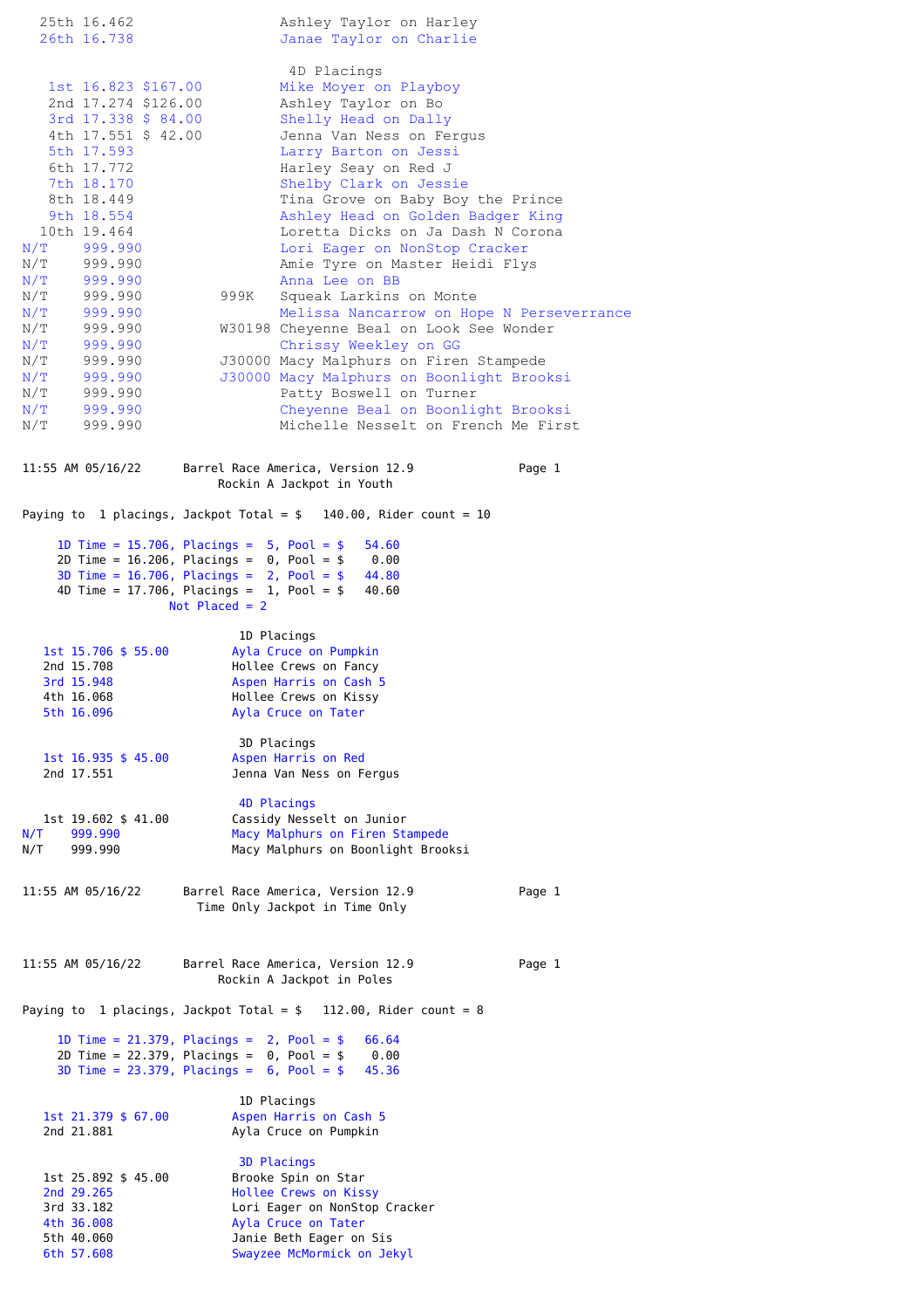| | | |
|---|---|---|
| 25th 16.462 | | Ashley Taylor on Harley |
| 26th 16.738 | | Janae Taylor on Charlie |

4D Placings

| | | |
|---|---|---|
| 1st 16.823 $167.00 | | Mike Moyer on Playboy |
| 2nd 17.274 $126.00 | | Ashley Taylor on Bo |
| 3rd 17.338 $ 84.00 | | Shelly Head on Dally |
| 4th 17.551 $ 42.00 | | Jenna Van Ness on Fergus |
| 5th 17.593 | | Larry Barton on Jessi |
| 6th 17.772 | | Harley Seay on Red J |
| 7th 18.170 | | Shelby Clark on Jessie |
| 8th 18.449 | | Tina Grove on Baby Boy the Prince |
| 9th 18.554 | | Ashley Head on Golden Badger King |
| 10th 19.464 | | Loretta Dicks on Ja Dash N Corona |
| N/T 999.990 | | Lori Eager on NonStop Cracker |
| N/T 999.990 | | Amie Tyre on Master Heidi Flys |
| N/T 999.990 | | Anna Lee on BB |
| N/T 999.990 | 999K | Squeak Larkins on Monte |
| N/T 999.990 | | Melissa Nancarrow on Hope N Perseverrance |
| N/T 999.990 | W30198 | Cheyenne Beal on Look See Wonder |
| N/T 999.990 | | Chrissy Weekley on GG |
| N/T 999.990 | J30000 | Macy Malphurs on Firen Stampede |
| N/T 999.990 | J30000 | Macy Malphurs on Boonlight Brooksi |
| N/T 999.990 | | Patty Boswell on Turner |
| N/T 999.990 | | Cheyenne Beal on Boonlight Brooksi |
| N/T 999.990 | | Michelle Nesselt on French Me First |

11:55 AM 05/16/22 Barrel Race America, Version 12.9

Rockin A Jackpot in Youth

Paying to 1 placings, Jackpot Total = $ 140.00, Rider count = 10

1D Time = 15.706, Placings = 5, Pool = $ 54.60
2D Time = 16.206, Placings = 0, Pool = $ 0.00
3D Time = 16.706, Placings = 2, Pool = $ 44.80
4D Time = 17.706, Placings = 1, Pool = $ 40.60
Not Placed = 2

1D Placings

| | |
|---|---|
| 1st 15.706 $ 55.00 | Ayla Cruce on Pumpkin |
| 2nd 15.708 | Hollee Crews on Fancy |
| 3rd 15.948 | Aspen Harris on Cash 5 |
| 4th 16.068 | Hollee Crews on Kissy |
| 5th 16.096 | Ayla Cruce on Tater |

3D Placings

| | |
|---|---|
| 1st 16.935 $ 45.00 | Aspen Harris on Red |
| 2nd 17.551 | Jenna Van Ness on Fergus |

4D Placings

| | |
|---|---|
| 1st 19.602 $ 41.00 | Cassidy Nesselt on Junior |
| N/T 999.990 | Macy Malphurs on Firen Stampede |
| N/T 999.990 | Macy Malphurs on Boonlight Brooksi |

11:55 AM 05/16/22 Barrel Race America, Version 12.9

Time Only Jackpot in Time Only

11:55 AM 05/16/22 Barrel Race America, Version 12.9

Rockin A Jackpot in Poles

Paying to 1 placings, Jackpot Total = $ 112.00, Rider count = 8

1D Time = 21.379, Placings = 2, Pool = $ 66.64
2D Time = 22.379, Placings = 0, Pool = $ 0.00
3D Time = 23.379, Placings = 6, Pool = $ 45.36

1D Placings

| | |
|---|---|
| 1st 21.379 $ 67.00 | Aspen Harris on Cash 5 |
| 2nd 21.881 | Ayla Cruce on Pumpkin |

3D Placings

| | |
|---|---|
| 1st 25.892 $ 45.00 | Brooke Spin on Star |
| 2nd 29.265 | Hollee Crews on Kissy |
| 3rd 33.182 | Lori Eager on NonStop Cracker |
| 4th 36.008 | Ayla Cruce on Tater |
| 5th 40.060 | Janie Beth Eager on Sis |
| 6th 57.608 | Swayzee McMormick on Jekyl |